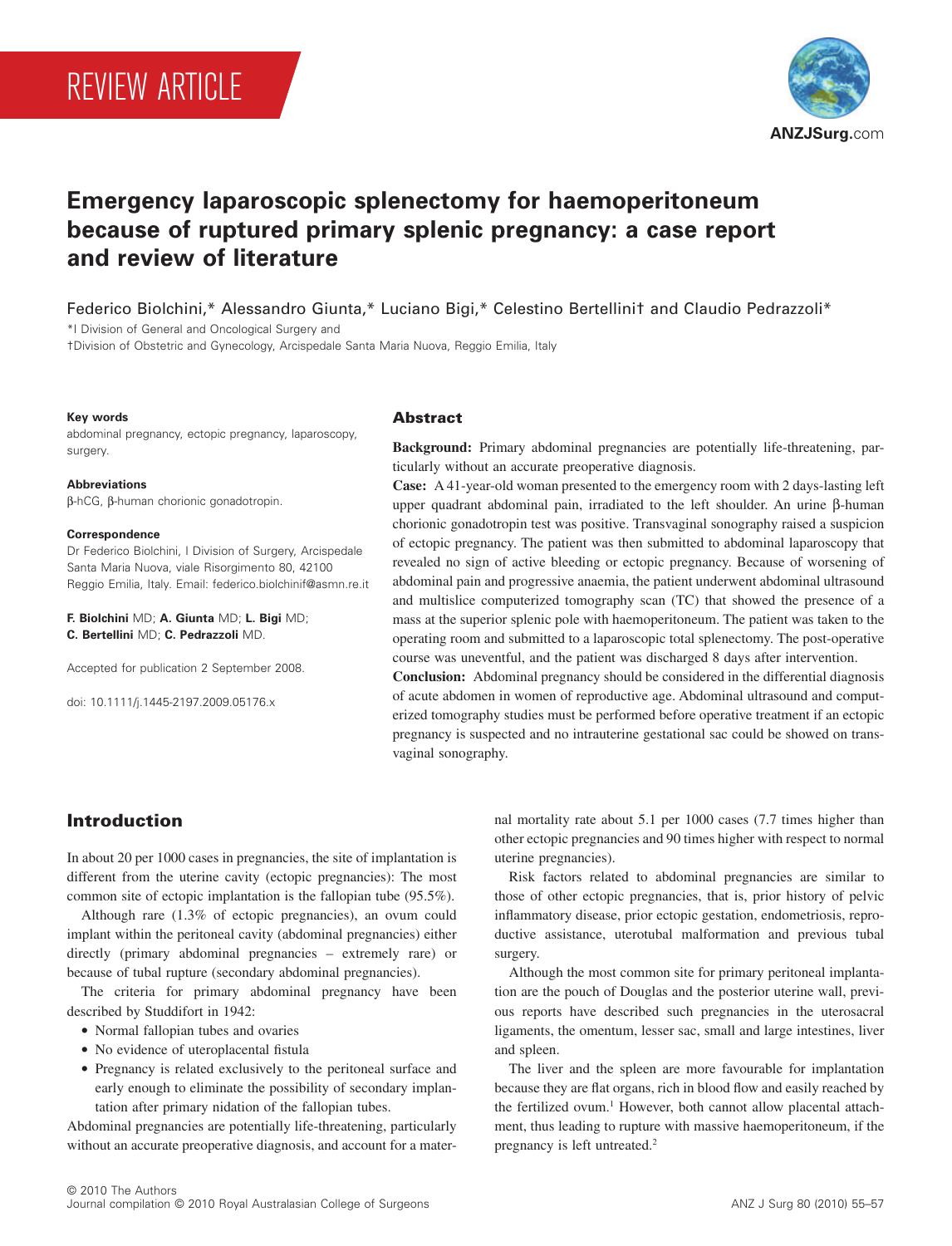REVIEW ARTICLE

# Emergency laparoscopic splenectomy for haemoperitoneum because of ruptured primary splenic pregnancy: a case report and review of literature

Federico Biolchini,* Alessandro Giunta,* Luciano Bigi,* Celestino Bertellini† and Claudio Pedrazzoli*

*I Division of General and Oncological Surgery and
†Division of Obstetric and Gynecology, Arcispedale Santa Maria Nuova, Reggio Emilia, Italy

**Key words**
abdominal pregnancy, ectopic pregnancy, laparoscopy, surgery.

**Abbreviations**
β-hCG, β-human chorionic gonadotropin.

**Correspondence**
Dr Federico Biolchini, I Division of Surgery, Arcispedale Santa Maria Nuova, viale Risorgimento 80, 42100 Reggio Emilia, Italy. Email: federico.biolchinif@asmn.re.it

**F. Biolchini** MD; **A. Giunta** MD; **L. Bigi** MD; **C. Bertellini** MD; **C. Pedrazzoli** MD.

Accepted for publication 2 September 2008.

doi: 10.1111/j.1445-2197.2009.05176.x

## Abstract

**Background:** Primary abdominal pregnancies are potentially life-threatening, particularly without an accurate preoperative diagnosis.

**Case:** A 41-year-old woman presented to the emergency room with 2 days-lasting left upper quadrant abdominal pain, irradiated to the left shoulder. An urine β-human chorionic gonadotropin test was positive. Transvaginal sonography raised a suspicion of ectopic pregnancy. The patient was then submitted to abdominal laparoscopy that revealed no sign of active bleeding or ectopic pregnancy. Because of worsening of abdominal pain and progressive anaemia, the patient underwent abdominal ultrasound and multislice computerized tomography scan (TC) that showed the presence of a mass at the superior splenic pole with haemoperitoneum. The patient was taken to the operating room and submitted to a laparoscopic total splenectomy. The post-operative course was uneventful, and the patient was discharged 8 days after intervention.

**Conclusion:** Abdominal pregnancy should be considered in the differential diagnosis of acute abdomen in women of reproductive age. Abdominal ultrasound and computerized tomography studies must be performed before operative treatment if an ectopic pregnancy is suspected and no intrauterine gestational sac could be showed on transvaginal sonography.

## Introduction

In about 20 per 1000 cases in pregnancies, the site of implantation is different from the uterine cavity (ectopic pregnancies): The most common site of ectopic implantation is the fallopian tube (95.5%).

Although rare (1.3% of ectopic pregnancies), an ovum could implant within the peritoneal cavity (abdominal pregnancies) either directly (primary abdominal pregnancies – extremely rare) or because of tubal rupture (secondary abdominal pregnancies).

The criteria for primary abdominal pregnancy have been described by Studdifort in 1942:

- Normal fallopian tubes and ovaries
- No evidence of uteroplacental fistula
- Pregnancy is related exclusively to the peritoneal surface and early enough to eliminate the possibility of secondary implantation after primary nidation of the fallopian tubes.

Abdominal pregnancies are potentially life-threatening, particularly without an accurate preoperative diagnosis, and account for a maternal mortality rate about 5.1 per 1000 cases (7.7 times higher than other ectopic pregnancies and 90 times higher with respect to normal uterine pregnancies).

Risk factors related to abdominal pregnancies are similar to those of other ectopic pregnancies, that is, prior history of pelvic inflammatory disease, prior ectopic gestation, endometriosis, reproductive assistance, uterotubal malformation and previous tubal surgery.

Although the most common site for primary peritoneal implantation are the pouch of Douglas and the posterior uterine wall, previous reports have described such pregnancies in the uterosacral ligaments, the omentum, lesser sac, small and large intestines, liver and spleen.

The liver and the spleen are more favourable for implantation because they are flat organs, rich in blood flow and easily reached by the fertilized ovum.[1] However, both cannot allow placental attachment, thus leading to rupture with massive haemoperitoneum, if the pregnancy is left untreated.[2]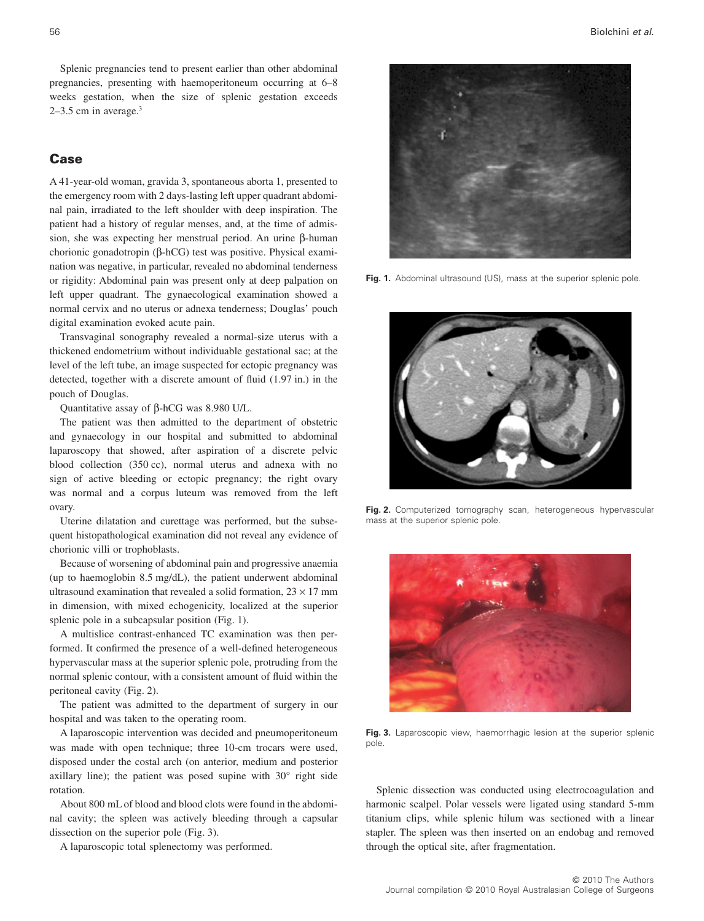Splenic pregnancies tend to present earlier than other abdominal pregnancies, presenting with haemoperitoneum occurring at 6–8 weeks gestation, when the size of splenic gestation exceeds 2–3.5 cm in average.[3]

## Case

A 41-year-old woman, gravida 3, spontaneous aborta 1, presented to the emergency room with 2 days-lasting left upper quadrant abdominal pain, irradiated to the left shoulder with deep inspiration. The patient had a history of regular menses, and, at the time of admission, she was expecting her menstrual period. An urine β-human chorionic gonadotropin (β-hCG) test was positive. Physical examination was negative, in particular, revealed no abdominal tenderness or rigidity: Abdominal pain was present only at deep palpation on left upper quadrant. The gynaecological examination showed a normal cervix and no uterus or adnexa tenderness; Douglas' pouch digital examination evoked acute pain.

Transvaginal sonography revealed a normal-size uterus with a thickened endometrium without individuable gestational sac; at the level of the left tube, an image suspected for ectopic pregnancy was detected, together with a discrete amount of fluid (1.97 in.) in the pouch of Douglas.

Quantitative assay of β-hCG was 8.980 U/L.

The patient was then admitted to the department of obstetric and gynaecology in our hospital and submitted to abdominal laparoscopy that showed, after aspiration of a discrete pelvic blood collection (350 cc), normal uterus and adnexa with no sign of active bleeding or ectopic pregnancy; the right ovary was normal and a corpus luteum was removed from the left ovary.

Uterine dilatation and curettage was performed, but the subsequent histopathological examination did not reveal any evidence of chorionic villi or trophoblasts.

Because of worsening of abdominal pain and progressive anaemia (up to haemoglobin 8.5 mg/dL), the patient underwent abdominal ultrasound examination that revealed a solid formation, $23 \times 17$ mm in dimension, with mixed echogenicity, localized at the superior splenic pole in a subcapsular position (Fig. 1).

A multislice contrast-enhanced TC examination was then performed. It confirmed the presence of a well-defined heterogeneous hypervascular mass at the superior splenic pole, protruding from the normal splenic contour, with a consistent amount of fluid within the peritoneal cavity (Fig. 2).

The patient was admitted to the department of surgery in our hospital and was taken to the operating room.

A laparoscopic intervention was decided and pneumoperitoneum was made with open technique; three 10-cm trocars were used, disposed under the costal arch (on anterior, medium and posterior axillary line); the patient was posed supine with 30° right side rotation.

About 800 mL of blood and blood clots were found in the abdominal cavity; the spleen was actively bleeding through a capsular dissection on the superior pole (Fig. 3).

A laparoscopic total splenectomy was performed.

**Fig. 1.** Abdominal ultrasound (US), mass at the superior splenic pole.

**Fig. 2.** Computerized tomography scan, heterogeneous hypervascular mass at the superior splenic pole.

**Fig. 3.** Laparoscopic view, haemorrhagic lesion at the superior splenic pole.

Splenic dissection was conducted using electrocoagulation and harmonic scalpel. Polar vessels were ligated using standard 5-mm titanium clips, while splenic hilum was sectioned with a linear stapler. The spleen was then inserted on an endobag and removed through the optical site, after fragmentation.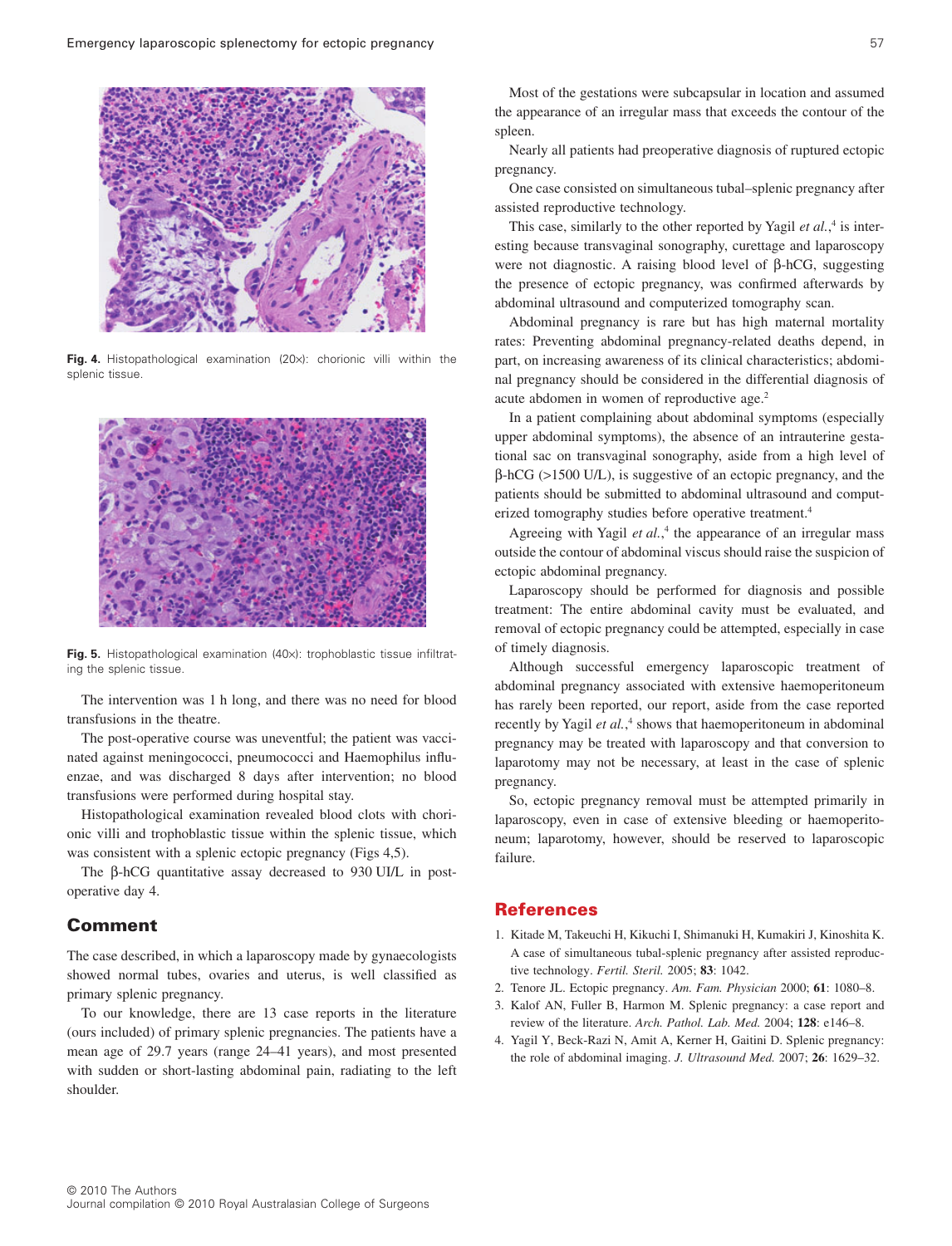Fig. 4. Histopathological examination (20×): chorionic villi within the splenic tissue.

Fig. 5. Histopathological examination (40×): trophoblastic tissue infiltrating the splenic tissue.

The intervention was 1 h long, and there was no need for blood transfusions in the theatre.

The post-operative course was uneventful; the patient was vaccinated against meningococci, pneumococci and Haemophilus influenzae, and was discharged 8 days after intervention; no blood transfusions were performed during hospital stay.

Histopathological examination revealed blood clots with chorionic villi and trophoblastic tissue within the splenic tissue, which was consistent with a splenic ectopic pregnancy (Figs 4,5).

The β-hCG quantitative assay decreased to 930 UI/L in post-operative day 4.

## Comment

The case described, in which a laparoscopy made by gynaecologists showed normal tubes, ovaries and uterus, is well classified as primary splenic pregnancy.

To our knowledge, there are 13 case reports in the literature (ours included) of primary splenic pregnancies. The patients have a mean age of 29.7 years (range 24–41 years), and most presented with sudden or short-lasting abdominal pain, radiating to the left shoulder.

Most of the gestations were subcapsular in location and assumed the appearance of an irregular mass that exceeds the contour of the spleen.

Nearly all patients had preoperative diagnosis of ruptured ectopic pregnancy.

One case consisted on simultaneous tubal–splenic pregnancy after assisted reproductive technology.

This case, similarly to the other reported by Yagil *et al.*,[4] is interesting because transvaginal sonography, curettage and laparoscopy were not diagnostic. A raising blood level of β-hCG, suggesting the presence of ectopic pregnancy, was confirmed afterwards by abdominal ultrasound and computerized tomography scan.

Abdominal pregnancy is rare but has high maternal mortality rates: Preventing abdominal pregnancy-related deaths depend, in part, on increasing awareness of its clinical characteristics; abdominal pregnancy should be considered in the differential diagnosis of acute abdomen in women of reproductive age.[2]

In a patient complaining about abdominal symptoms (especially upper abdominal symptoms), the absence of an intrauterine gestational sac on transvaginal sonography, aside from a high level of β-hCG (>1500 U/L), is suggestive of an ectopic pregnancy, and the patients should be submitted to abdominal ultrasound and computerized tomography studies before operative treatment.[4]

Agreeing with Yagil *et al.*,[4] the appearance of an irregular mass outside the contour of abdominal viscus should raise the suspicion of ectopic abdominal pregnancy.

Laparoscopy should be performed for diagnosis and possible treatment: The entire abdominal cavity must be evaluated, and removal of ectopic pregnancy could be attempted, especially in case of timely diagnosis.

Although successful emergency laparoscopic treatment of abdominal pregnancy associated with extensive haemoperitoneum has rarely been reported, our report, aside from the case reported recently by Yagil *et al.*,[4] shows that haemoperitoneum in abdominal pregnancy may be treated with laparoscopy and that conversion to laparotomy may not be necessary, at least in the case of splenic pregnancy.

So, ectopic pregnancy removal must be attempted primarily in laparoscopy, even in case of extensive bleeding or haemoperitoneum; laparotomy, however, should be reserved to laparoscopic failure.

## References

1. Kitade M, Takeuchi H, Kikuchi I, Shimanuki H, Kumakiri J, Kinoshita K. A case of simultaneous tubal-splenic pregnancy after assisted reproductive technology. *Fertil. Steril.* 2005; **83**: 1042.
2. Tenore JL. Ectopic pregnancy. *Am. Fam. Physician* 2000; **61**: 1080–8.
3. Kalof AN, Fuller B, Harmon M. Splenic pregnancy: a case report and review of the literature. *Arch. Pathol. Lab. Med.* 2004; **128**: e146–8.
4. Yagil Y, Beck-Razi N, Amit A, Kerner H, Gaitini D. Splenic pregnancy: the role of abdominal imaging. *J. Ultrasound Med.* 2007; **26**: 1629–32.